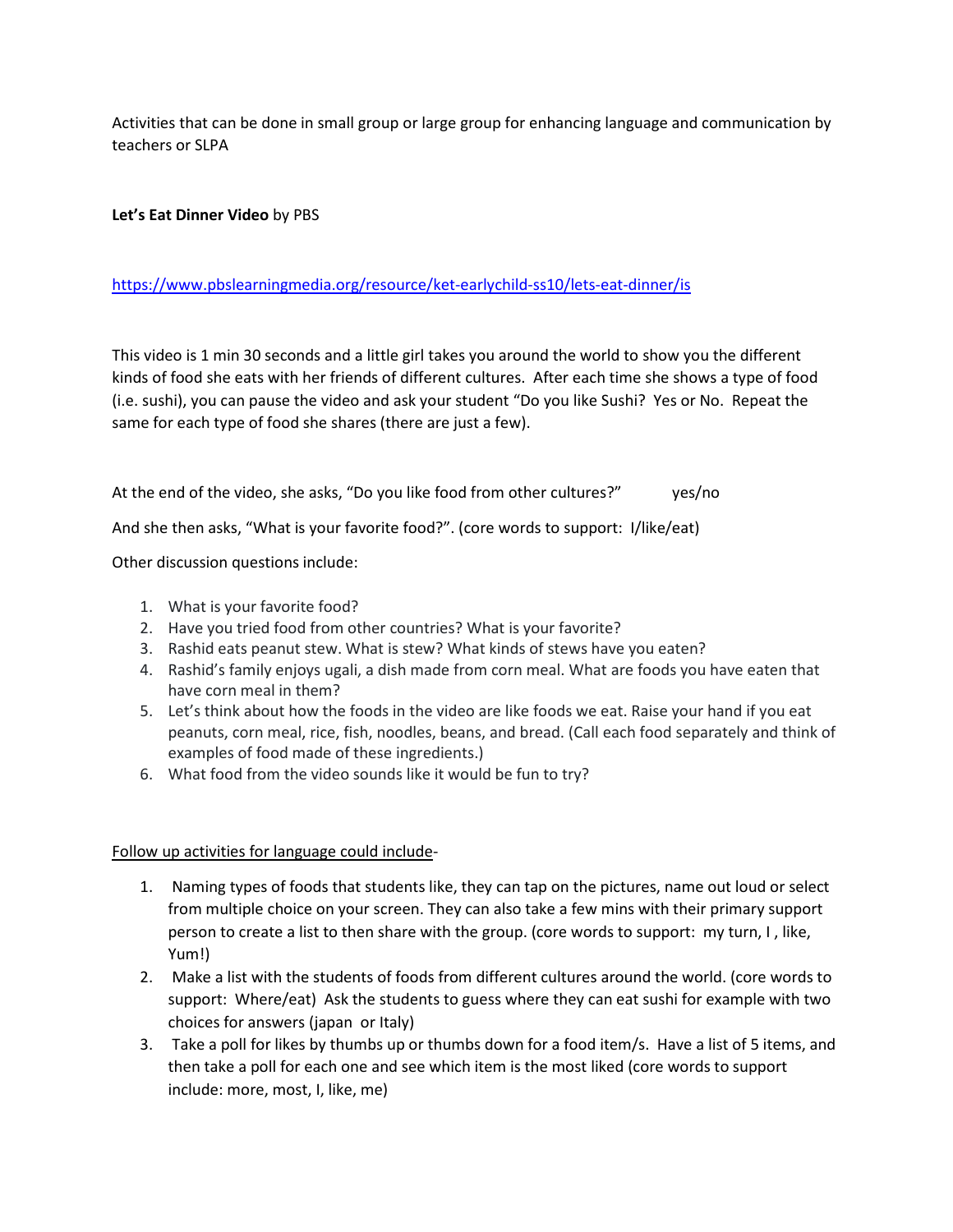Activities that can be done in small group or large group for enhancing language and communication by teachers or SLPA

**Let's Eat Dinner Video** by PBS

https://www.pbslearningmedia.org/resource/ket-earlychild-ss10/lets-eat-dinner/is

This video is 1 min 30 seconds and a little girl takes you around the world to show you the different kinds of food she eats with her friends of different cultures. After each time she shows a type of food (i.e. sushi), you can pause the video and ask your student "Do you like Sushi? Yes or No. Repeat the same for each type of food she shares (there are just a few).

At the end of the video, she asks, "Do you like food from other cultures?" yes/no

And she then asks, "What is your favorite food?". (core words to support: I/like/eat)

Other discussion questions include:

1. What is your favorite food?
2. Have you tried food from other countries? What is your favorite?
3. Rashid eats peanut stew. What is stew? What kinds of stews have you eaten?
4. Rashid's family enjoys ugali, a dish made from corn meal. What are foods you have eaten that have corn meal in them?
5. Let's think about how the foods in the video are like foods we eat. Raise your hand if you eat peanuts, corn meal, rice, fish, noodles, beans, and bread. (Call each food separately and think of examples of food made of these ingredients.)
6. What food from the video sounds like it would be fun to try?

<u>Follow up activities for language could include</u>-

1. Naming types of foods that students like, they can tap on the pictures, name out loud or select from multiple choice on your screen. They can also take a few mins with their primary support person to create a list to then share with the group. (core words to support: my turn, I , like, Yum!)
2. Make a list with the students of foods from different cultures around the world. (core words to support: Where/eat) Ask the students to guess where they can eat sushi for example with two choices for answers (japan or Italy)
3. Take a poll for likes by thumbs up or thumbs down for a food item/s. Have a list of 5 items, and then take a poll for each one and see which item is the most liked (core words to support include: more, most, I, like, me)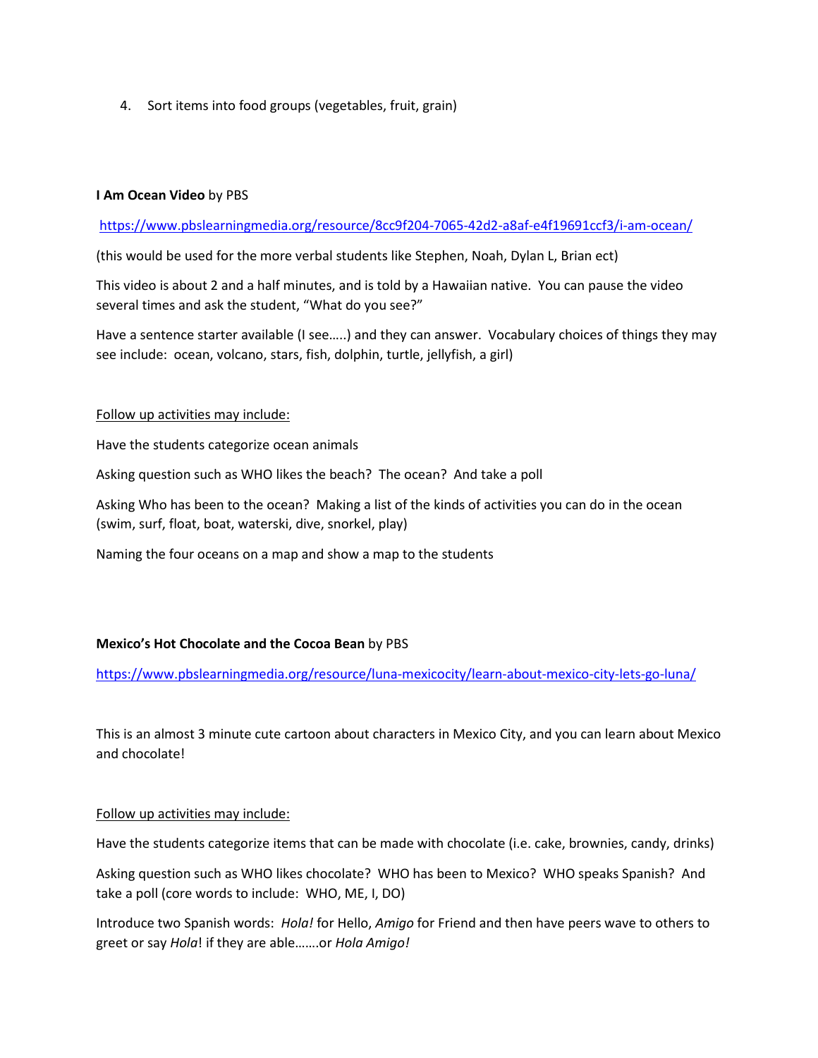4. Sort items into food groups (vegetables, fruit, grain)

**I Am Ocean Video** by PBS

https://www.pbslearningmedia.org/resource/8cc9f204-7065-42d2-a8af-e4f19691ccf3/i-am-ocean/

(this would be used for the more verbal students like Stephen, Noah, Dylan L, Brian ect)

This video is about 2 and a half minutes, and is told by a Hawaiian native. You can pause the video several times and ask the student, "What do you see?"

Have a sentence starter available (I see…..) and they can answer. Vocabulary choices of things they may see include: ocean, volcano, stars, fish, dolphin, turtle, jellyfish, a girl)

Follow up activities may include:

Have the students categorize ocean animals

Asking question such as WHO likes the beach? The ocean? And take a poll

Asking Who has been to the ocean? Making a list of the kinds of activities you can do in the ocean (swim, surf, float, boat, waterski, dive, snorkel, play)

Naming the four oceans on a map and show a map to the students

**Mexico's Hot Chocolate and the Cocoa Bean** by PBS

https://www.pbslearningmedia.org/resource/luna-mexicocity/learn-about-mexico-city-lets-go-luna/

This is an almost 3 minute cute cartoon about characters in Mexico City, and you can learn about Mexico and chocolate!

Follow up activities may include:

Have the students categorize items that can be made with chocolate (i.e. cake, brownies, candy, drinks)

Asking question such as WHO likes chocolate? WHO has been to Mexico? WHO speaks Spanish? And take a poll (core words to include: WHO, ME, I, DO)

Introduce two Spanish words: *Hola!* for Hello, *Amigo* for Friend and then have peers wave to others to greet or say *Hola*! if they are able…….or *Hola Amigo!*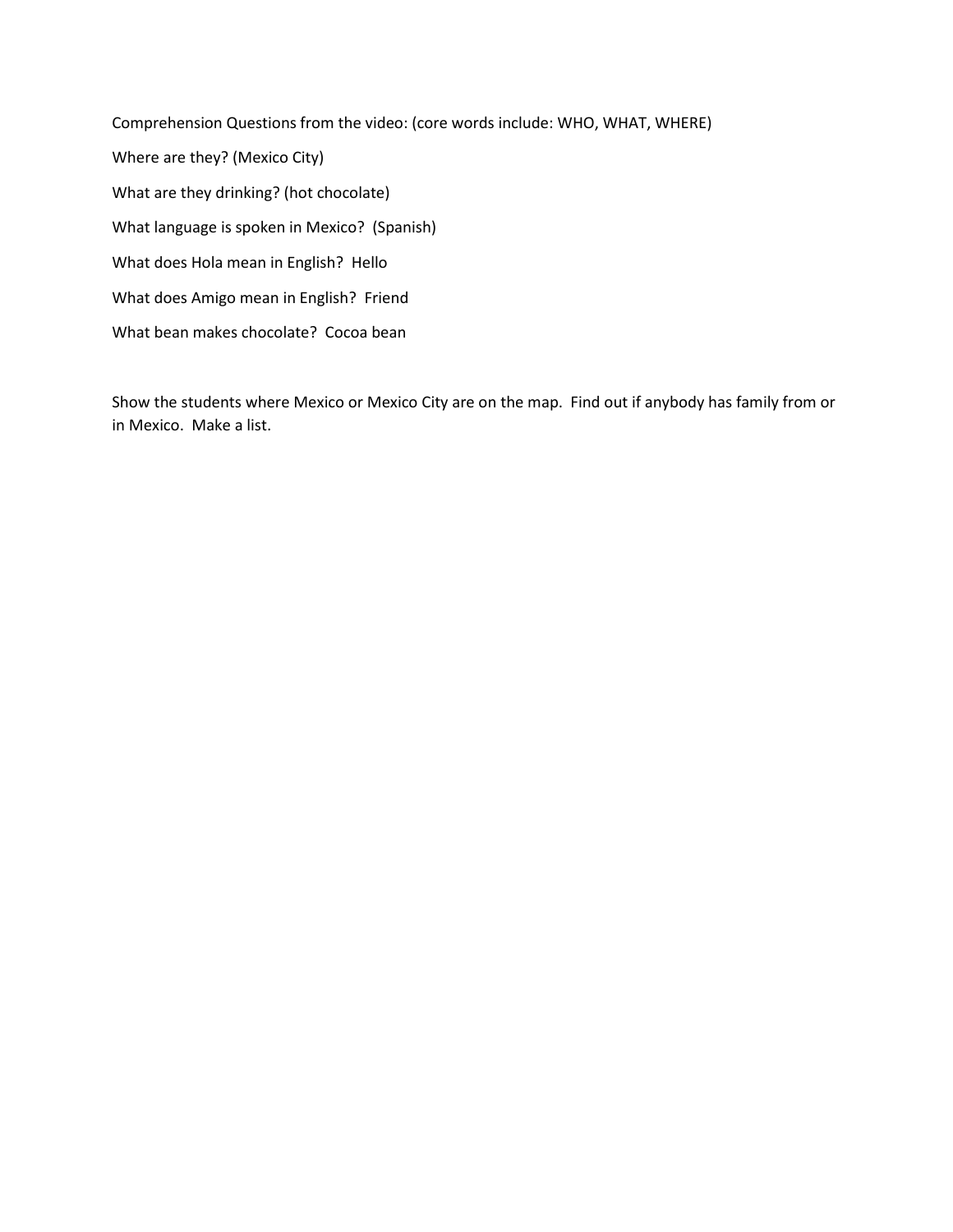Comprehension Questions from the video: (core words include: WHO, WHAT, WHERE)

Where are they? (Mexico City)

What are they drinking? (hot chocolate)

What language is spoken in Mexico? (Spanish)

What does Hola mean in English? Hello

What does Amigo mean in English? Friend

What bean makes chocolate? Cocoa bean

Show the students where Mexico or Mexico City are on the map. Find out if anybody has family from or in Mexico. Make a list.